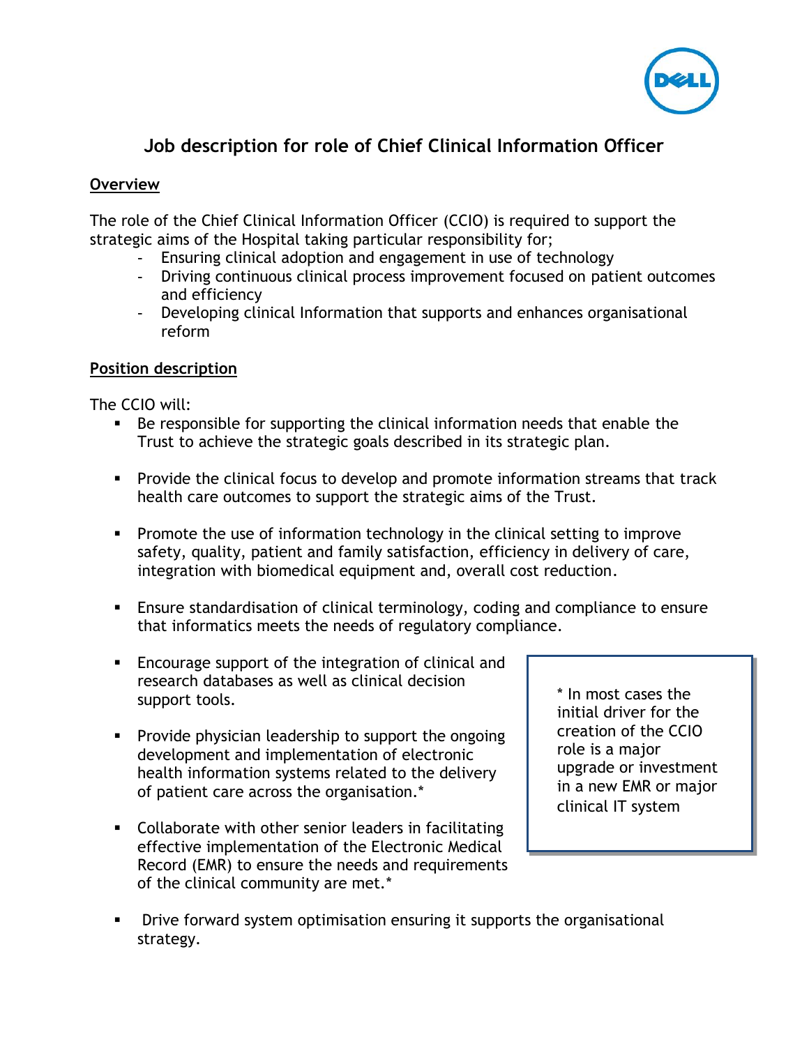# Job description for role of Chief Clinical Information Officer

## Overview

The role of the Chief Clinical Information Officer (CCIO) is required to support the strategic aims of the Hospital taking particular responsibility for;

- Ensuring clinical adoption and engagement in use of technology
- Driving continuous clinical process improvement focused on patient outcomes and efficiency
- Developing clinical Information that supports and enhances organisational reform

## Position description

The CCIO will:

- Be responsible for supporting the clinical information needs that enable the Trust to achieve the strategic goals described in its strategic plan.
- Provide the clinical focus to develop and promote information streams that track health care outcomes to support the strategic aims of the Trust.
- Promote the use of information technology in the clinical setting to improve safety, quality, patient and family satisfaction, efficiency in delivery of care, integration with biomedical equipment and, overall cost reduction.
- Ensure standardisation of clinical terminology, coding and compliance to ensure that informatics meets the needs of regulatory compliance.
- Encourage support of the integration of clinical and research databases as well as clinical decision support tools.
- Provide physician leadership to support the ongoing development and implementation of electronic health information systems related to the delivery of patient care across the organisation.*
- Collaborate with other senior leaders in facilitating effective implementation of the Electronic Medical Record (EMR) to ensure the needs and requirements of the clinical community are met.*
- Drive forward system optimisation ensuring it supports the organisational strategy.

> * In most cases the initial driver for the creation of the CCIO role is a major upgrade or investment in a new EMR or major clinical IT system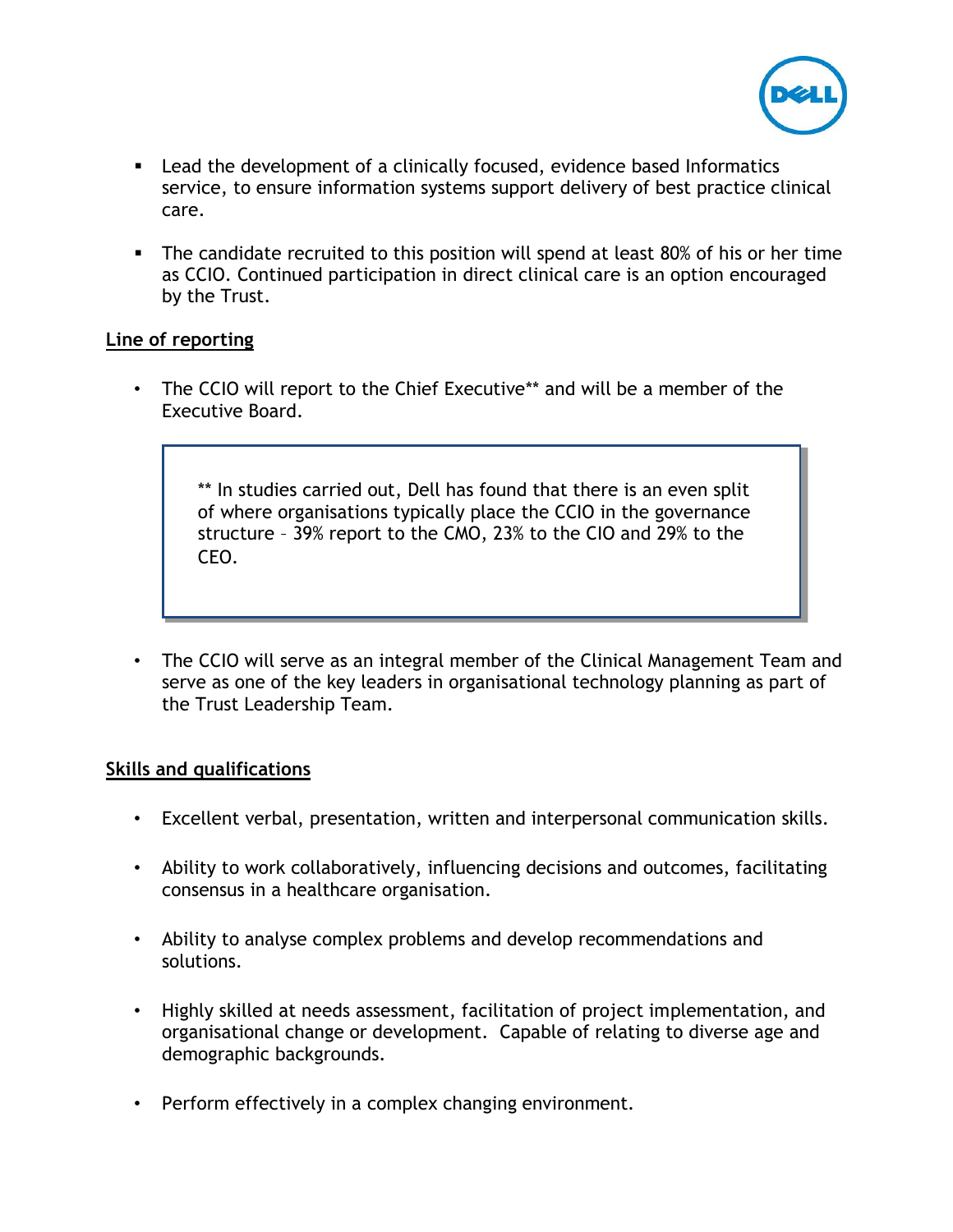- Lead the development of a clinically focused, evidence based Informatics service, to ensure information systems support delivery of best practice clinical care.

- The candidate recruited to this position will spend at least 80% of his or her time as CCIO. Continued participation in direct clinical care is an option encouraged by the Trust.

**Line of reporting**

- The CCIO will report to the Chief Executive** and will be a member of the Executive Board.

> ** In studies carried out, Dell has found that there is an even split of where organisations typically place the CCIO in the governance structure – 39% report to the CMO, 23% to the CIO and 29% to the CEO.

- The CCIO will serve as an integral member of the Clinical Management Team and serve as one of the key leaders in organisational technology planning as part of the Trust Leadership Team.

**Skills and qualifications**

- Excellent verbal, presentation, written and interpersonal communication skills.

- Ability to work collaboratively, influencing decisions and outcomes, facilitating consensus in a healthcare organisation.

- Ability to analyse complex problems and develop recommendations and solutions.

- Highly skilled at needs assessment, facilitation of project implementation, and organisational change or development. Capable of relating to diverse age and demographic backgrounds.

- Perform effectively in a complex changing environment.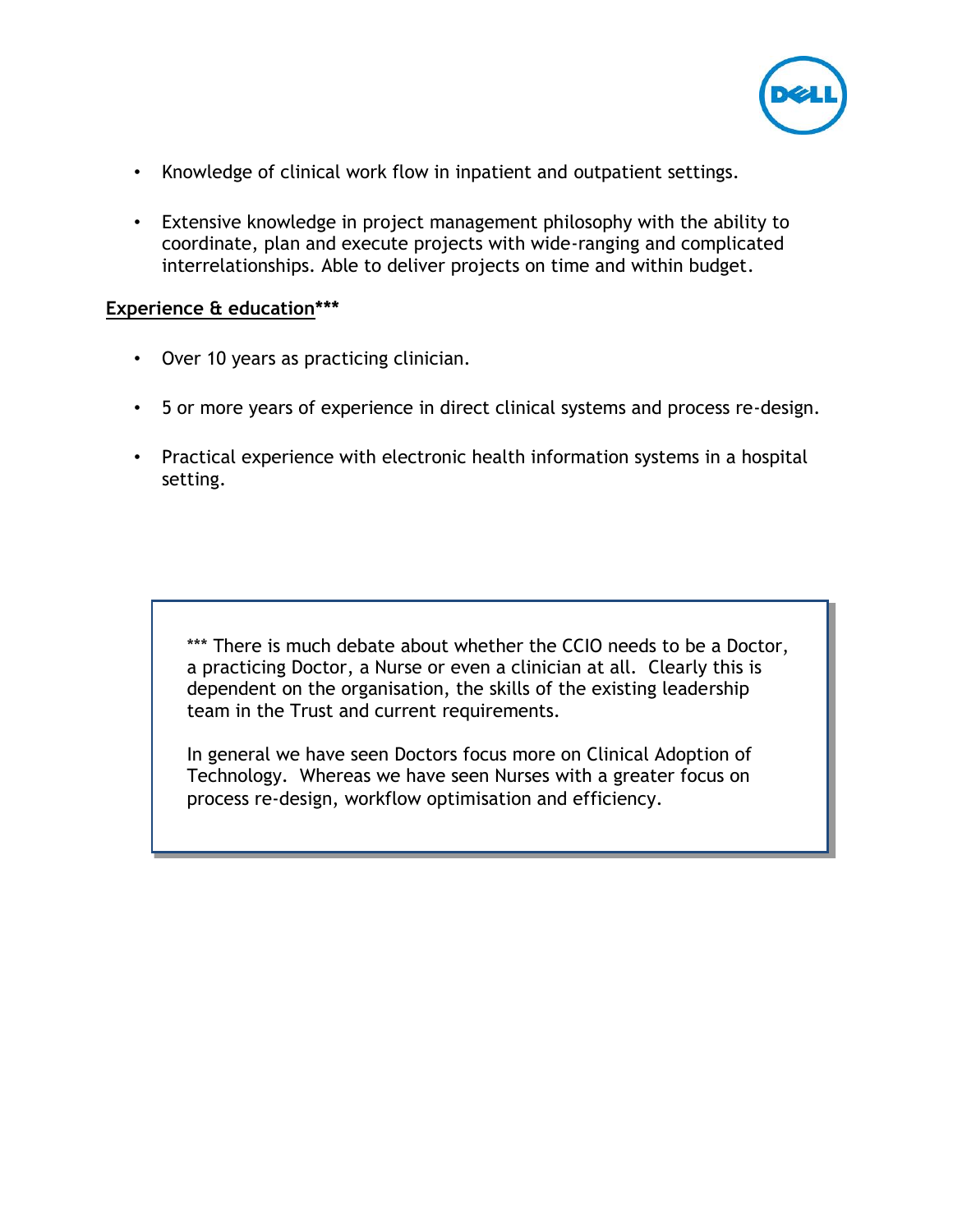- Knowledge of clinical work flow in inpatient and outpatient settings.

- Extensive knowledge in project management philosophy with the ability to coordinate, plan and execute projects with wide-ranging and complicated interrelationships. Able to deliver projects on time and within budget.

**Experience & education*****

- Over 10 years as practicing clinician.

- 5 or more years of experience in direct clinical systems and process re-design.

- Practical experience with electronic health information systems in a hospital setting.

*** There is much debate about whether the CCIO needs to be a Doctor, a practicing Doctor, a Nurse or even a clinician at all. Clearly this is dependent on the organisation, the skills of the existing leadership team in the Trust and current requirements.

In general we have seen Doctors focus more on Clinical Adoption of Technology. Whereas we have seen Nurses with a greater focus on process re-design, workflow optimisation and efficiency.